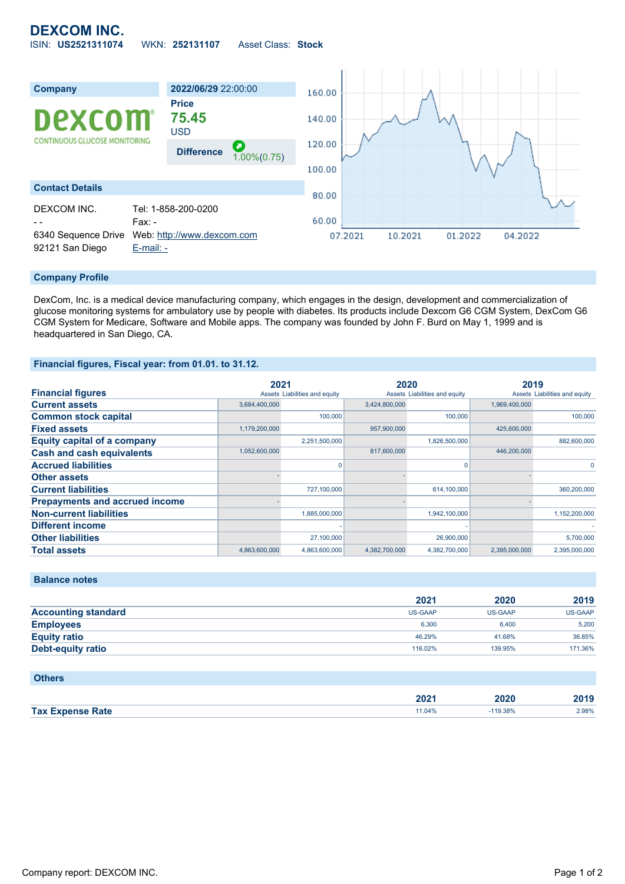# DEXCOM INC.

ISIN: **US2521311074** WKN: **252131107** Asset Class: **Stock**

| Company | 2022/06/29 22:00:00 |
|---|---|
| | **Price** |
| | **75.45** |
| | USD |
| | **Difference** 1.00%(0.75) |

## Contact Details

| | |
|---|---|
| DEXCOM INC. | Tel: 1-858-200-0200 |
| - - | Fax: - |
| 6340 Sequence Drive | Web: http://www.dexcom.com |
| 92121 San Diego | E-mail: - |

## Company Profile

DexCom, Inc. is a medical device manufacturing company, which engages in the design, development and commercialization of glucose monitoring systems for ambulatory use by people with diabetes. Its products include Dexcom G6 CGM System, DexCom G6 CGM System for Medicare, Software and Mobile apps. The company was founded by John F. Burd on May 1, 1999 and is headquartered in San Diego, CA.

## Financial figures, Fiscal year: from 01.01. to 31.12.

| Financial figures | 2021 | | 2020 | | 2019 | |
|---|---|---|---|---|---|---|
| | Assets | Liabilities and equity | Assets | Liabilities and equity | Assets | Liabilities and equity |
| **Current assets** | 3,684,400,000 | | 3,424,800,000 | | 1,969,400,000 | |
| **Common stock capital** | | 100,000 | | 100,000 | | 100,000 |
| **Fixed assets** | 1,179,200,000 | | 957,900,000 | | 425,600,000 | |
| **Equity capital of a company** | | 2,251,500,000 | | 1,826,500,000 | | 882,600,000 |
| **Cash and cash equivalents** | 1,052,600,000 | | 817,600,000 | | 446,200,000 | |
| **Accrued liabilities** | | 0 | | 0 | | 0 |
| **Other assets** | - | | - | | - | |
| **Current liabilities** | | 727,100,000 | | 614,100,000 | | 360,200,000 |
| **Prepayments and accrued income** | - | | - | | - | |
| **Non-current liabilities** | | 1,885,000,000 | | 1,942,100,000 | | 1,152,200,000 |
| **Different income** | | - | | - | | - |
| **Other liabilities** | | 27,100,000 | | 26,900,000 | | 5,700,000 |
| **Total assets** | 4,863,600,000 | 4,863,600,000 | 4,382,700,000 | 4,382,700,000 | 2,395,000,000 | 2,395,000,000 |

## Balance notes

| | 2021 | 2020 | 2019 |
|---|---|---|---|
| **Accounting standard** | US-GAAP | US-GAAP | US-GAAP |
| **Employees** | 6,300 | 6,400 | 5,200 |
| **Equity ratio** | 46.29% | 41.68% | 36.85% |
| **Debt-equity ratio** | 116.02% | 139.95% | 171.36% |

## Others

| | 2021 | 2020 | 2019 |
|---|---|---|---|
| **Tax Expense Rate** | 11.04% | -119.38% | 2.98% |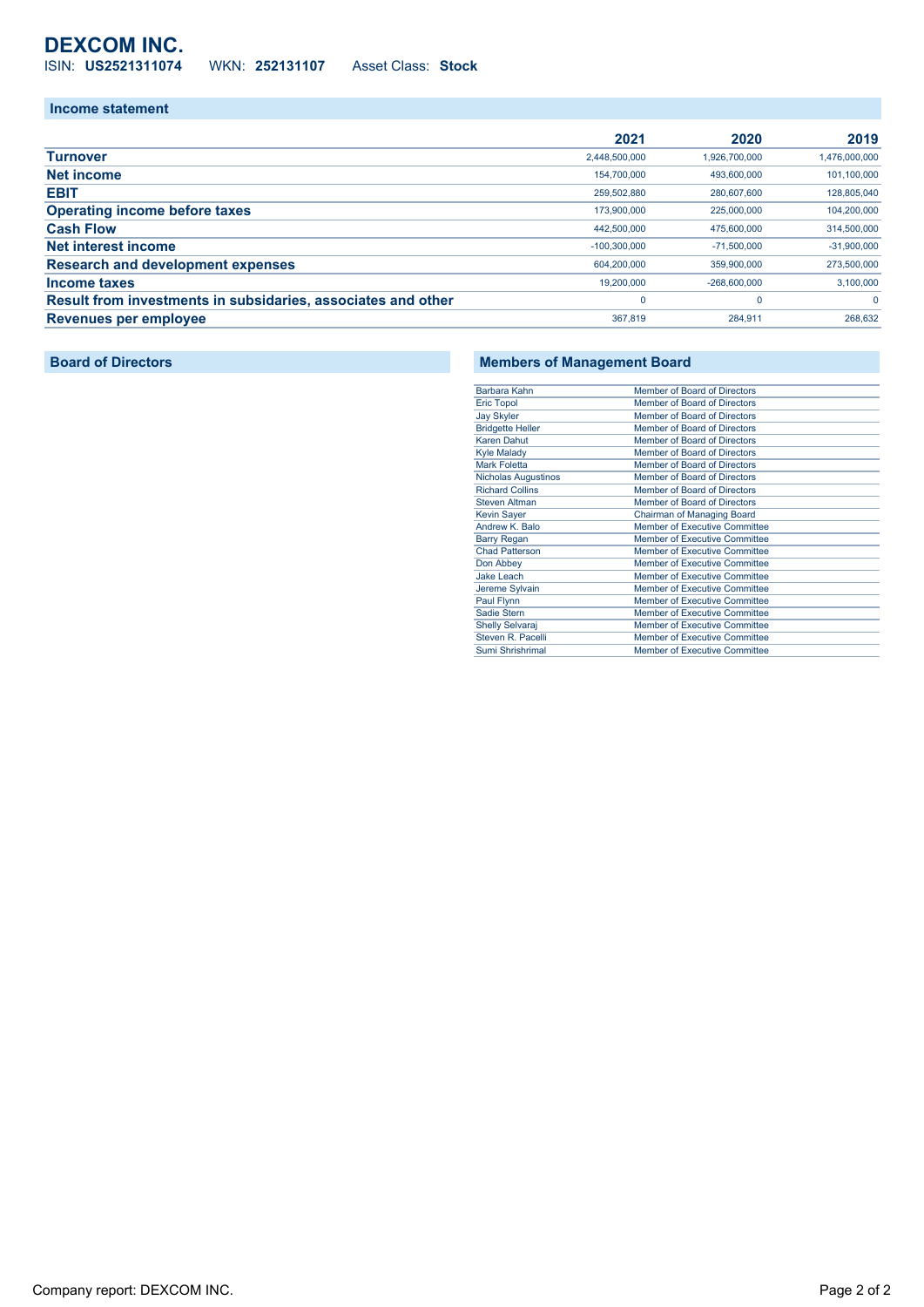# DEXCOM INC.

ISIN: **US2521311074** WKN: **252131107** Asset Class: **Stock**

## Income statement

| | 2021 | 2020 | 2019 |
|---|---|---|---|
| **Turnover** | 2,448,500,000 | 1,926,700,000 | 1,476,000,000 |
| **Net income** | 154,700,000 | 493,600,000 | 101,100,000 |
| **EBIT** | 259,502,880 | 280,607,600 | 128,805,040 |
| **Operating income before taxes** | 173,900,000 | 225,000,000 | 104,200,000 |
| **Cash Flow** | 442,500,000 | 475,600,000 | 314,500,000 |
| **Net interest income** | -100,300,000 | -71,500,000 | -31,900,000 |
| **Research and development expenses** | 604,200,000 | 359,900,000 | 273,500,000 |
| **Income taxes** | 19,200,000 | -268,600,000 | 3,100,000 |
| **Result from investments in subsidaries, associates and other** | 0 | 0 | 0 |
| **Revenues per employee** | 367,819 | 284,911 | 268,632 |

## Board of Directors

## Members of Management Board

| | |
|---|---|
| Barbara Kahn | Member of Board of Directors |
| Eric Topol | Member of Board of Directors |
| Jay Skyler | Member of Board of Directors |
| Bridgette Heller | Member of Board of Directors |
| Karen Dahut | Member of Board of Directors |
| Kyle Malady | Member of Board of Directors |
| Mark Foletta | Member of Board of Directors |
| Nicholas Augustinos | Member of Board of Directors |
| Richard Collins | Member of Board of Directors |
| Steven Altman | Member of Board of Directors |
| Kevin Sayer | Chairman of Managing Board |
| Andrew K. Balo | Member of Executive Committee |
| Barry Regan | Member of Executive Committee |
| Chad Patterson | Member of Executive Committee |
| Don Abbey | Member of Executive Committee |
| Jake Leach | Member of Executive Committee |
| Jereme Sylvain | Member of Executive Committee |
| Paul Flynn | Member of Executive Committee |
| Sadie Stern | Member of Executive Committee |
| Shelly Selvaraj | Member of Executive Committee |
| Steven R. Pacelli | Member of Executive Committee |
| Sumi Shrishrimal | Member of Executive Committee |